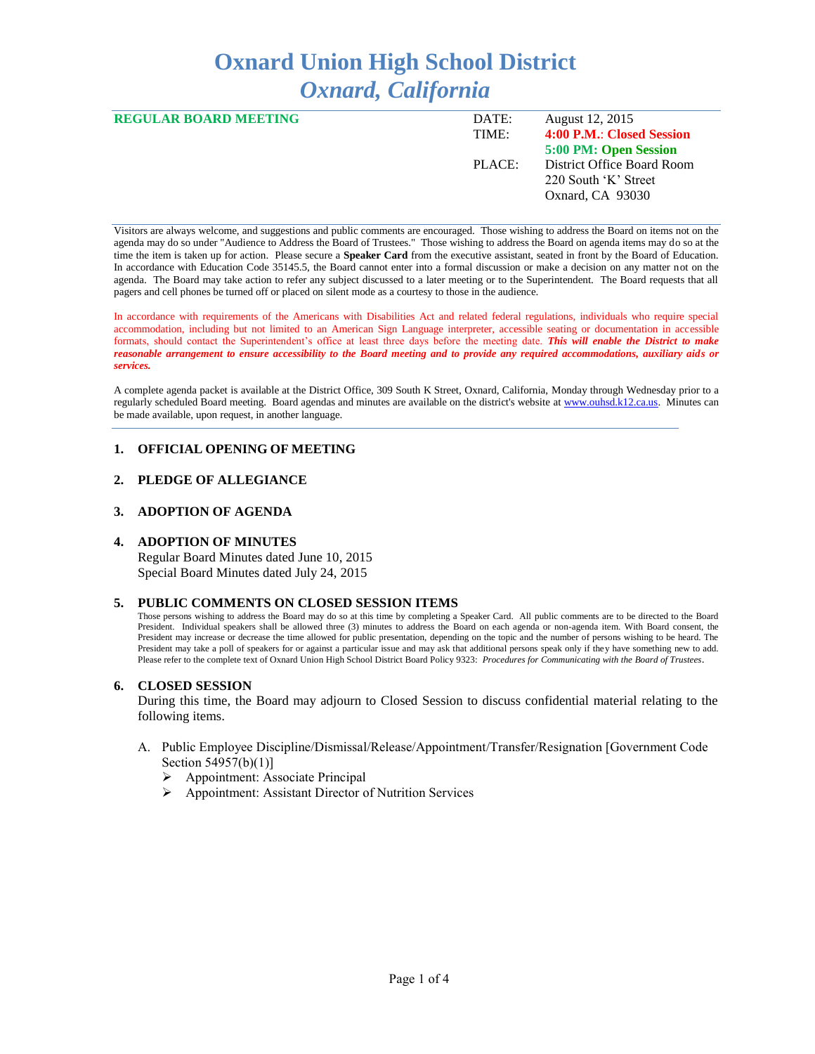# Oxnard Union High School District
## *Oxnard, California*

**REGULAR BOARD MEETING**

| | |
|---|---|
| DATE: | August 12, 2015 |
| TIME: | **4:00 P.M.: Closed Session** |
| | **5:00 PM: Open Session** |
| PLACE: | District Office Board Room |
| | 220 South 'K' Street |
| | Oxnard, CA 93030 |

Visitors are always welcome, and suggestions and public comments are encouraged. Those wishing to address the Board on items not on the agenda may do so under "Audience to Address the Board of Trustees." Those wishing to address the Board on agenda items may do so at the time the item is taken up for action. Please secure a **Speaker Card** from the executive assistant, seated in front by the Board of Education. In accordance with Education Code 35145.5, the Board cannot enter into a formal discussion or make a decision on any matter not on the agenda. The Board may take action to refer any subject discussed to a later meeting or to the Superintendent. The Board requests that all pagers and cell phones be turned off or placed on silent mode as a courtesy to those in the audience.

In accordance with requirements of the Americans with Disabilities Act and related federal regulations, individuals who require special accommodation, including but not limited to an American Sign Language interpreter, accessible seating or documentation in accessible formats, should contact the Superintendent's office at least three days before the meeting date. ***This will enable the District to make reasonable arrangement to ensure accessibility to the Board meeting and to provide any required accommodations, auxiliary aids or services.***

A complete agenda packet is available at the District Office, 309 South K Street, Oxnard, California, Monday through Wednesday prior to a regularly scheduled Board meeting. Board agendas and minutes are available on the district's website at www.ouhsd.k12.ca.us. Minutes can be made available, upon request, in another language.

### 1. OFFICIAL OPENING OF MEETING

### 2. PLEDGE OF ALLEGIANCE

### 3. ADOPTION OF AGENDA

### 4. ADOPTION OF MINUTES

Regular Board Minutes dated June 10, 2015
Special Board Minutes dated July 24, 2015

### 5. PUBLIC COMMENTS ON CLOSED SESSION ITEMS

Those persons wishing to address the Board may do so at this time by completing a Speaker Card. All public comments are to be directed to the Board President. Individual speakers shall be allowed three (3) minutes to address the Board on each agenda or non-agenda item. With Board consent, the President may increase or decrease the time allowed for public presentation, depending on the topic and the number of persons wishing to be heard. The President may take a poll of speakers for or against a particular issue and may ask that additional persons speak only if they have something new to add. Please refer to the complete text of Oxnard Union High School District Board Policy 9323: *Procedures for Communicating with the Board of Trustees*.

### 6. CLOSED SESSION

During this time, the Board may adjourn to Closed Session to discuss confidential material relating to the following items.

A. Public Employee Discipline/Dismissal/Release/Appointment/Transfer/Resignation [Government Code Section 54957(b)(1)]
   - Appointment: Associate Principal
   - Appointment: Assistant Director of Nutrition Services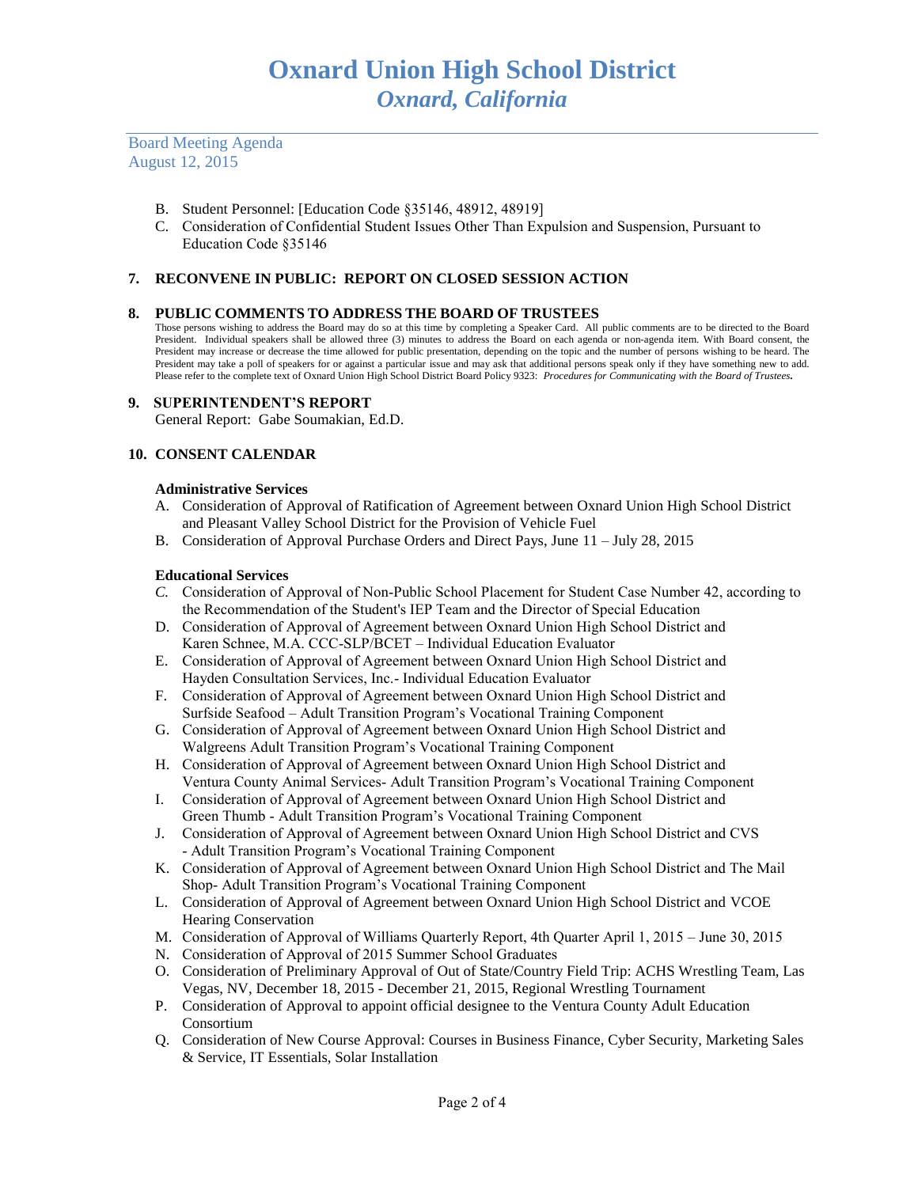Board Meeting Agenda
August 12, 2015

B. Student Personnel: [Education Code §35146, 48912, 48919]
C. Consideration of Confidential Student Issues Other Than Expulsion and Suspension, Pursuant to Education Code §35146

## 7. RECONVENE IN PUBLIC: REPORT ON CLOSED SESSION ACTION

## 8. PUBLIC COMMENTS TO ADDRESS THE BOARD OF TRUSTEES

Those persons wishing to address the Board may do so at this time by completing a Speaker Card. All public comments are to be directed to the Board President. Individual speakers shall be allowed three (3) minutes to address the Board on each agenda or non-agenda item. With Board consent, the President may increase or decrease the time allowed for public presentation, depending on the topic and the number of persons wishing to be heard. The President may take a poll of speakers for or against a particular issue and may ask that additional persons speak only if they have something new to add. Please refer to the complete text of Oxnard Union High School District Board Policy 9323: *Procedures for Communicating with the Board of Trustees***.**

## 9. SUPERINTENDENT'S REPORT

General Report: Gabe Soumakian, Ed.D.

## 10. CONSENT CALENDAR

**Administrative Services**

A. Consideration of Approval of Ratification of Agreement between Oxnard Union High School District and Pleasant Valley School District for the Provision of Vehicle Fuel
B. Consideration of Approval Purchase Orders and Direct Pays, June 11 – July 28, 2015

**Educational Services**

*C.* Consideration of Approval of Non-Public School Placement for Student Case Number 42, according to the Recommendation of the Student's IEP Team and the Director of Special Education
D. Consideration of Approval of Agreement between Oxnard Union High School District and Karen Schnee, M.A. CCC-SLP/BCET – Individual Education Evaluator
E. Consideration of Approval of Agreement between Oxnard Union High School District and Hayden Consultation Services, Inc.- Individual Education Evaluator
F. Consideration of Approval of Agreement between Oxnard Union High School District and Surfside Seafood – Adult Transition Program's Vocational Training Component
G. Consideration of Approval of Agreement between Oxnard Union High School District and Walgreens Adult Transition Program's Vocational Training Component
H. Consideration of Approval of Agreement between Oxnard Union High School District and Ventura County Animal Services- Adult Transition Program's Vocational Training Component
I. Consideration of Approval of Agreement between Oxnard Union High School District and Green Thumb - Adult Transition Program's Vocational Training Component
J. Consideration of Approval of Agreement between Oxnard Union High School District and CVS - Adult Transition Program's Vocational Training Component
K. Consideration of Approval of Agreement between Oxnard Union High School District and The Mail Shop- Adult Transition Program's Vocational Training Component
L. Consideration of Approval of Agreement between Oxnard Union High School District and VCOE Hearing Conservation
M. Consideration of Approval of Williams Quarterly Report, 4th Quarter April 1, 2015 – June 30, 2015
N. Consideration of Approval of 2015 Summer School Graduates
O. Consideration of Preliminary Approval of Out of State/Country Field Trip: ACHS Wrestling Team, Las Vegas, NV, December 18, 2015 - December 21, 2015, Regional Wrestling Tournament
P. Consideration of Approval to appoint official designee to the Ventura County Adult Education Consortium
Q. Consideration of New Course Approval: Courses in Business Finance, Cyber Security, Marketing Sales & Service, IT Essentials, Solar Installation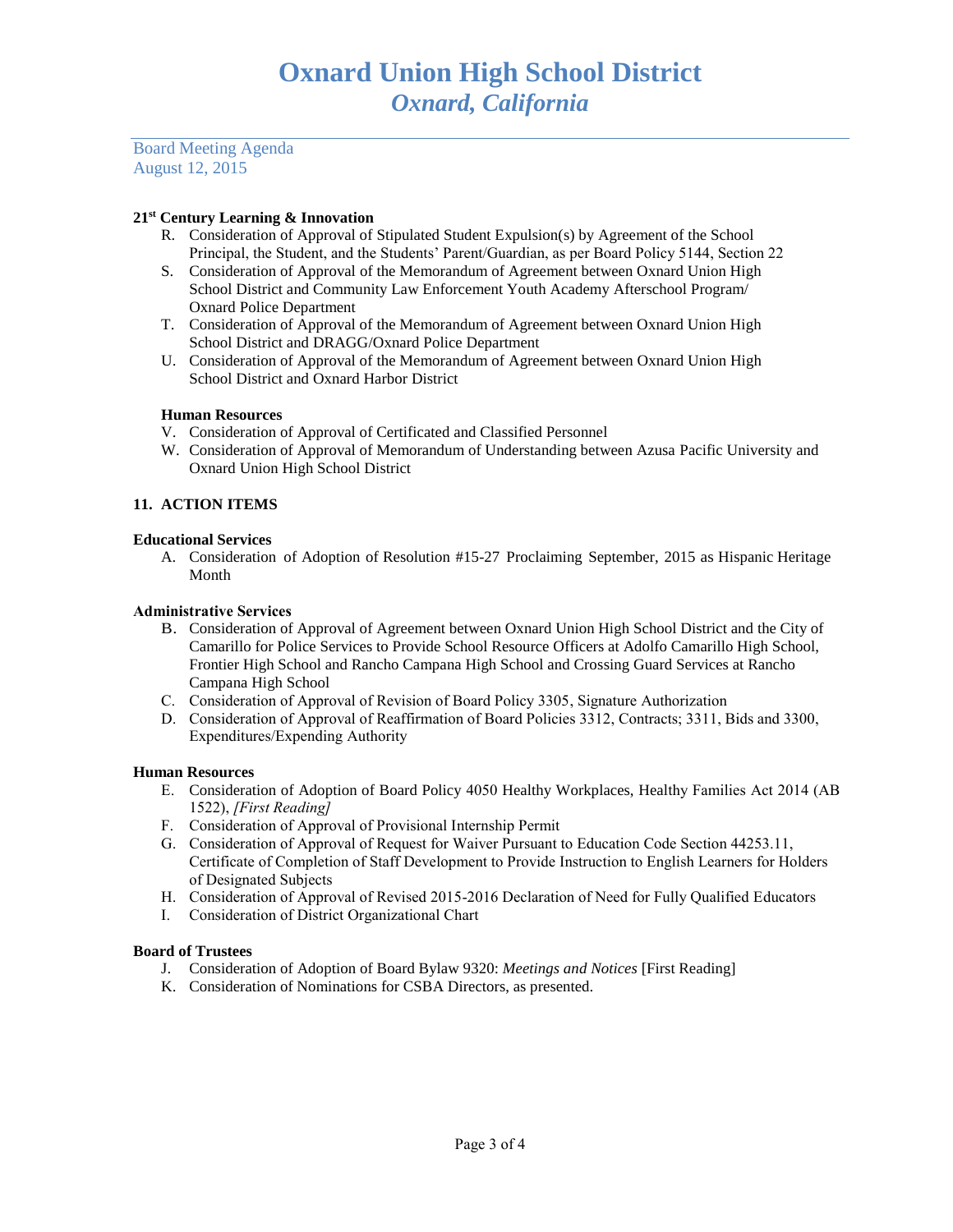# Oxnard Union High School District
## *Oxnard, California*

Board Meeting Agenda
August 12, 2015

**21st Century Learning & Innovation**

R. Consideration of Approval of Stipulated Student Expulsion(s) by Agreement of the School Principal, the Student, and the Students' Parent/Guardian, as per Board Policy 5144, Section 22

S. Consideration of Approval of the Memorandum of Agreement between Oxnard Union High School District and Community Law Enforcement Youth Academy Afterschool Program/ Oxnard Police Department

T. Consideration of Approval of the Memorandum of Agreement between Oxnard Union High School District and DRAGG/Oxnard Police Department

U. Consideration of Approval of the Memorandum of Agreement between Oxnard Union High School District and Oxnard Harbor District

**Human Resources**

V. Consideration of Approval of Certificated and Classified Personnel

W. Consideration of Approval of Memorandum of Understanding between Azusa Pacific University and Oxnard Union High School District

**11. ACTION ITEMS**

**Educational Services**

A. Consideration of Adoption of Resolution #15-27 Proclaiming September, 2015 as Hispanic Heritage Month

**Administrative Services**

B. Consideration of Approval of Agreement between Oxnard Union High School District and the City of Camarillo for Police Services to Provide School Resource Officers at Adolfo Camarillo High School, Frontier High School and Rancho Campana High School and Crossing Guard Services at Rancho Campana High School

C. Consideration of Approval of Revision of Board Policy 3305, Signature Authorization

D. Consideration of Approval of Reaffirmation of Board Policies 3312, Contracts; 3311, Bids and 3300, Expenditures/Expending Authority

**Human Resources**

E. Consideration of Adoption of Board Policy 4050 Healthy Workplaces, Healthy Families Act 2014 (AB 1522), *[First Reading]*

F. Consideration of Approval of Provisional Internship Permit

G. Consideration of Approval of Request for Waiver Pursuant to Education Code Section 44253.11, Certificate of Completion of Staff Development to Provide Instruction to English Learners for Holders of Designated Subjects

H. Consideration of Approval of Revised 2015-2016 Declaration of Need for Fully Qualified Educators

I. Consideration of District Organizational Chart

**Board of Trustees**

J. Consideration of Adoption of Board Bylaw 9320: *Meetings and Notices* [First Reading]

K. Consideration of Nominations for CSBA Directors, as presented.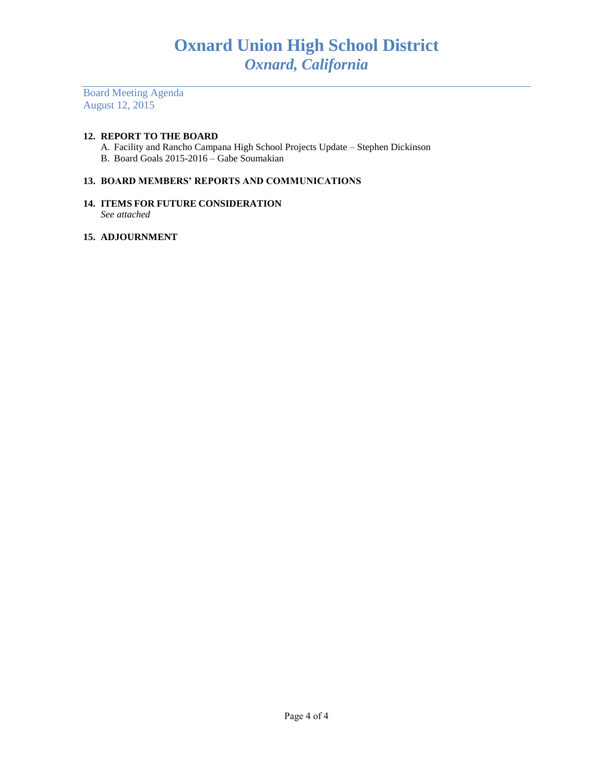**12. REPORT TO THE BOARD**

A. Facility and Rancho Campana High School Projects Update – Stephen Dickinson
B. Board Goals 2015-2016 – Gabe Soumakian

**13. BOARD MEMBERS' REPORTS AND COMMUNICATIONS**

**14. ITEMS FOR FUTURE CONSIDERATION**

*See attached*

**15. ADJOURNMENT**